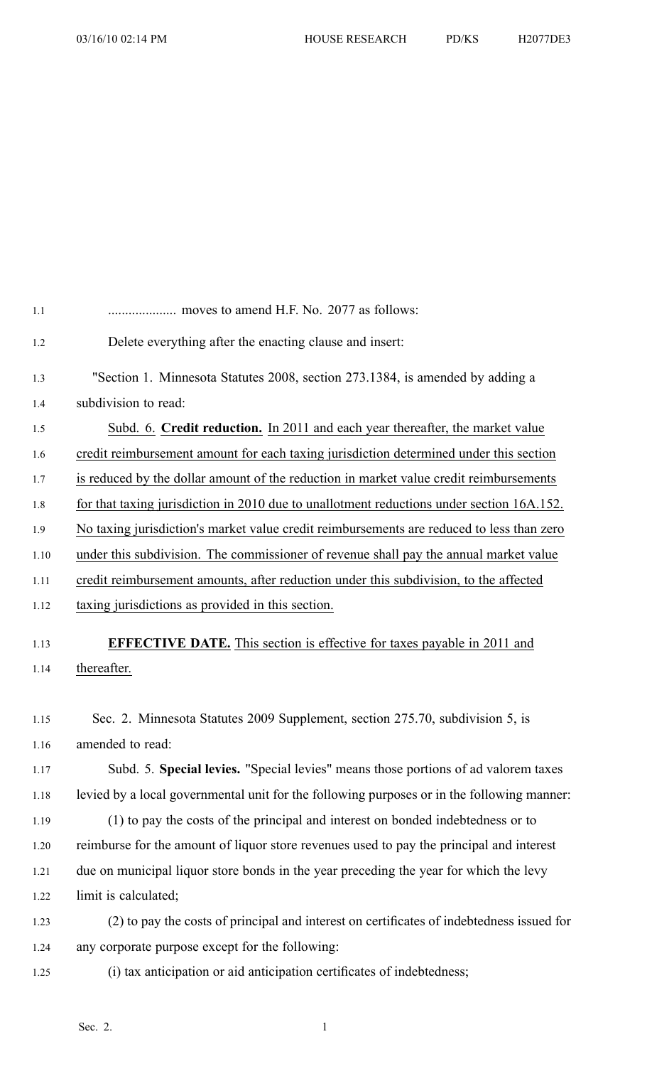.................... moves to amend H.F. No. 2077 as follows:

Delete everything after the enacting clause and insert:

"Section 1. Minnesota Statutes 2008, section 273.1384, is amended by adding a subdivision to read:

Subd. 6. **Credit reduction.** In 2011 and each year thereafter, the market value credit reimbursement amount for each taxing jurisdiction determined under this section is reduced by the dollar amount of the reduction in market value credit reimbursements for that taxing jurisdiction in 2010 due to unallotment reductions under section 16A.152. No taxing jurisdiction's market value credit reimbursements are reduced to less than zero under this subdivision. The commissioner of revenue shall pay the annual market value credit reimbursement amounts, after reduction under this subdivision, to the affected taxing jurisdictions as provided in this section.

**EFFECTIVE DATE.** This section is effective for taxes payable in 2011 and thereafter.

Sec. 2. Minnesota Statutes 2009 Supplement, section 275.70, subdivision 5, is amended to read:

Subd. 5. **Special levies.** "Special levies" means those portions of ad valorem taxes levied by a local governmental unit for the following purposes or in the following manner:

(1) to pay the costs of the principal and interest on bonded indebtedness or to reimburse for the amount of liquor store revenues used to pay the principal and interest due on municipal liquor store bonds in the year preceding the year for which the levy limit is calculated;

(2) to pay the costs of principal and interest on certificates of indebtedness issued for any corporate purpose except for the following:

(i) tax anticipation or aid anticipation certificates of indebtedness;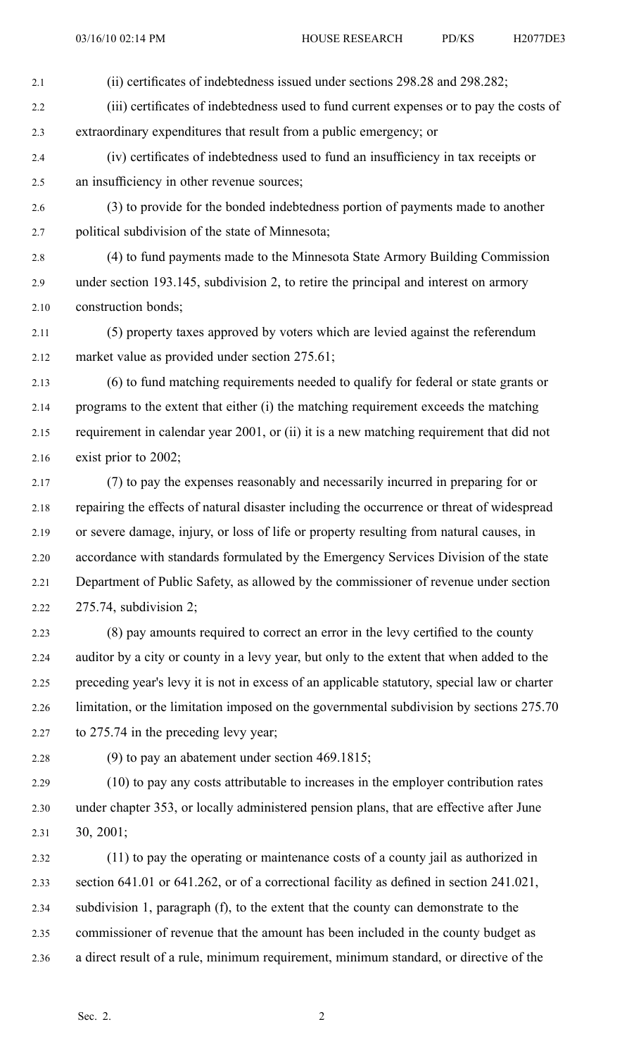(ii) certificates of indebtedness issued under sections 298.28 and 298.282;

(iii) certificates of indebtedness used to fund current expenses or to pay the costs of extraordinary expenditures that result from a public emergency; or

(iv) certificates of indebtedness used to fund an insufficiency in tax receipts or an insufficiency in other revenue sources;

(3) to provide for the bonded indebtedness portion of payments made to another political subdivision of the state of Minnesota;

(4) to fund payments made to the Minnesota State Armory Building Commission under section 193.145, subdivision 2, to retire the principal and interest on armory construction bonds;

(5) property taxes approved by voters which are levied against the referendum market value as provided under section 275.61;

(6) to fund matching requirements needed to qualify for federal or state grants or programs to the extent that either (i) the matching requirement exceeds the matching requirement in calendar year 2001, or (ii) it is a new matching requirement that did not exist prior to 2002;

(7) to pay the expenses reasonably and necessarily incurred in preparing for or repairing the effects of natural disaster including the occurrence or threat of widespread or severe damage, injury, or loss of life or property resulting from natural causes, in accordance with standards formulated by the Emergency Services Division of the state Department of Public Safety, as allowed by the commissioner of revenue under section 275.74, subdivision 2;

(8) pay amounts required to correct an error in the levy certified to the county auditor by a city or county in a levy year, but only to the extent that when added to the preceding year's levy it is not in excess of an applicable statutory, special law or charter limitation, or the limitation imposed on the governmental subdivision by sections 275.70 to 275.74 in the preceding levy year;

(9) to pay an abatement under section 469.1815;

(10) to pay any costs attributable to increases in the employer contribution rates under chapter 353, or locally administered pension plans, that are effective after June 30, 2001;

(11) to pay the operating or maintenance costs of a county jail as authorized in section 641.01 or 641.262, or of a correctional facility as defined in section 241.021, subdivision 1, paragraph (f), to the extent that the county can demonstrate to the commissioner of revenue that the amount has been included in the county budget as a direct result of a rule, minimum requirement, minimum standard, or directive of the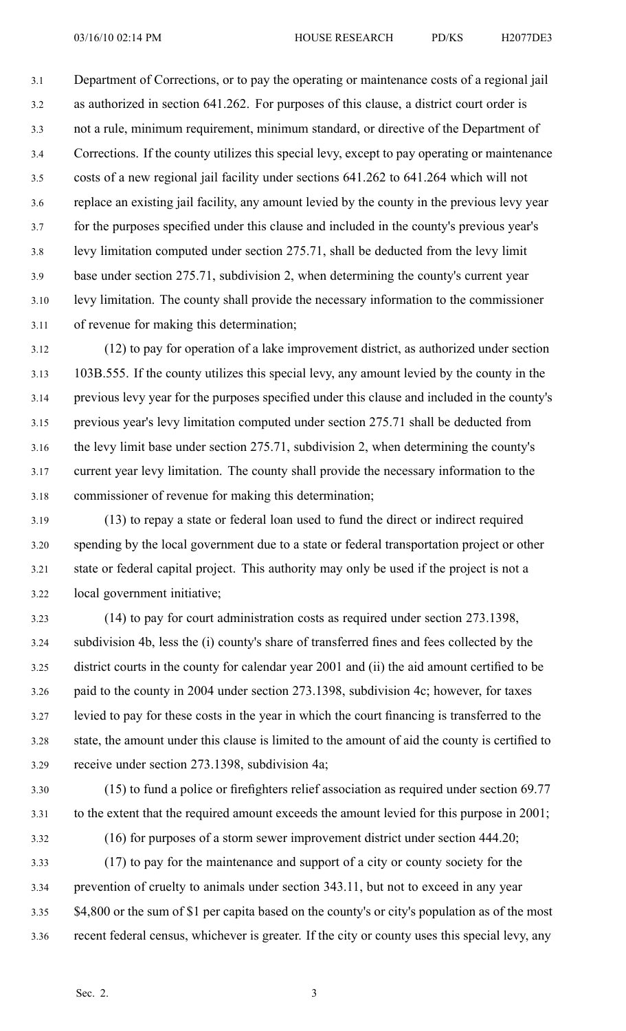Department of Corrections, or to pay the operating or maintenance costs of a regional jail as authorized in section 641.262. For purposes of this clause, a district court order is not a rule, minimum requirement, minimum standard, or directive of the Department of Corrections. If the county utilizes this special levy, except to pay operating or maintenance costs of a new regional jail facility under sections 641.262 to 641.264 which will not replace an existing jail facility, any amount levied by the county in the previous levy year for the purposes specified under this clause and included in the county's previous year's levy limitation computed under section 275.71, shall be deducted from the levy limit base under section 275.71, subdivision 2, when determining the county's current year levy limitation. The county shall provide the necessary information to the commissioner of revenue for making this determination;

(12) to pay for operation of a lake improvement district, as authorized under section 103B.555. If the county utilizes this special levy, any amount levied by the county in the previous levy year for the purposes specified under this clause and included in the county's previous year's levy limitation computed under section 275.71 shall be deducted from the levy limit base under section 275.71, subdivision 2, when determining the county's current year levy limitation. The county shall provide the necessary information to the commissioner of revenue for making this determination;

(13) to repay a state or federal loan used to fund the direct or indirect required spending by the local government due to a state or federal transportation project or other state or federal capital project. This authority may only be used if the project is not a local government initiative;

(14) to pay for court administration costs as required under section 273.1398, subdivision 4b, less the (i) county's share of transferred fines and fees collected by the district courts in the county for calendar year 2001 and (ii) the aid amount certified to be paid to the county in 2004 under section 273.1398, subdivision 4c; however, for taxes levied to pay for these costs in the year in which the court financing is transferred to the state, the amount under this clause is limited to the amount of aid the county is certified to receive under section 273.1398, subdivision 4a;

(15) to fund a police or firefighters relief association as required under section 69.77 to the extent that the required amount exceeds the amount levied for this purpose in 2001;

(16) for purposes of a storm sewer improvement district under section 444.20;

(17) to pay for the maintenance and support of a city or county society for the prevention of cruelty to animals under section 343.11, but not to exceed in any year $4,800 or the sum of $1 per capita based on the county's or city's population as of the most recent federal census, whichever is greater. If the city or county uses this special levy, any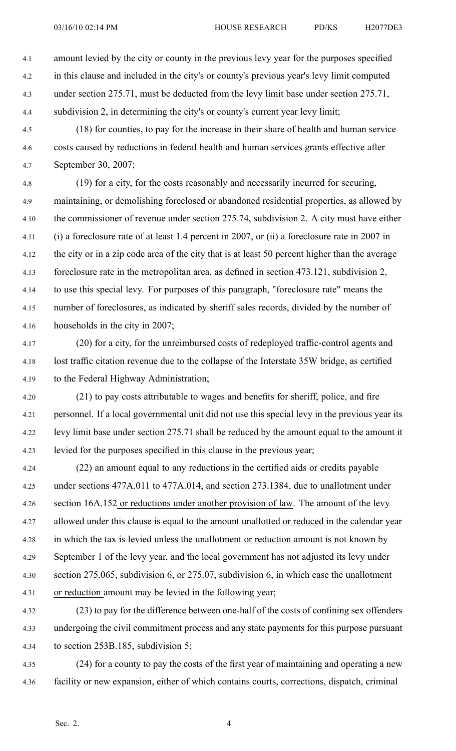amount levied by the city or county in the previous levy year for the purposes specified in this clause and included in the city's or county's previous year's levy limit computed under section 275.71, must be deducted from the levy limit base under section 275.71, subdivision 2, in determining the city's or county's current year levy limit;

(18) for counties, to pay for the increase in their share of health and human service costs caused by reductions in federal health and human services grants effective after September 30, 2007;

(19) for a city, for the costs reasonably and necessarily incurred for securing, maintaining, or demolishing foreclosed or abandoned residential properties, as allowed by the commissioner of revenue under section 275.74, subdivision 2. A city must have either (i) a foreclosure rate of at least 1.4 percent in 2007, or (ii) a foreclosure rate in 2007 in the city or in a zip code area of the city that is at least 50 percent higher than the average foreclosure rate in the metropolitan area, as defined in section 473.121, subdivision 2, to use this special levy. For purposes of this paragraph, "foreclosure rate" means the number of foreclosures, as indicated by sheriff sales records, divided by the number of households in the city in 2007;

(20) for a city, for the unreimbursed costs of redeployed traffic-control agents and lost traffic citation revenue due to the collapse of the Interstate 35W bridge, as certified to the Federal Highway Administration;

(21) to pay costs attributable to wages and benefits for sheriff, police, and fire personnel. If a local governmental unit did not use this special levy in the previous year its levy limit base under section 275.71 shall be reduced by the amount equal to the amount it levied for the purposes specified in this clause in the previous year;

(22) an amount equal to any reductions in the certified aids or credits payable under sections 477A.011 to 477A.014, and section 273.1384, due to unallotment under section 16A.152 or reductions under another provision of law. The amount of the levy allowed under this clause is equal to the amount unallotted or reduced in the calendar year in which the tax is levied unless the unallotment or reduction amount is not known by September 1 of the levy year, and the local government has not adjusted its levy under section 275.065, subdivision 6, or 275.07, subdivision 6, in which case the unallotment or reduction amount may be levied in the following year;

(23) to pay for the difference between one-half of the costs of confining sex offenders undergoing the civil commitment process and any state payments for this purpose pursuant to section 253B.185, subdivision 5;

(24) for a county to pay the costs of the first year of maintaining and operating a new facility or new expansion, either of which contains courts, corrections, dispatch, criminal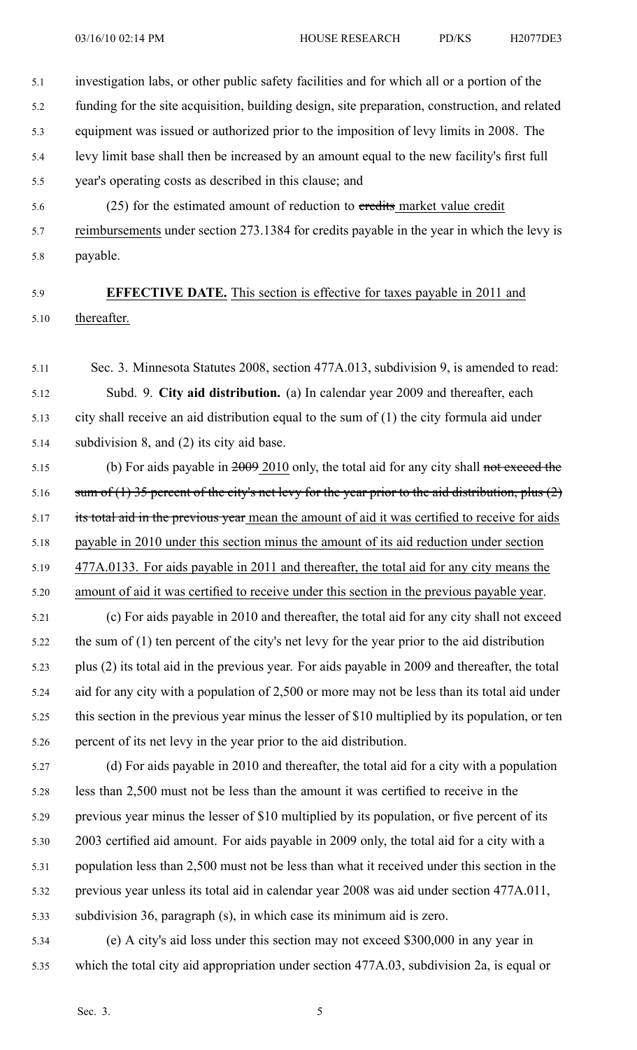investigation labs, or other public safety facilities and for which all or a portion of the funding for the site acquisition, building design, site preparation, construction, and related equipment was issued or authorized prior to the imposition of levy limits in 2008. The levy limit base shall then be increased by an amount equal to the new facility's first full year's operating costs as described in this clause; and

(25) for the estimated amount of reduction to ~~credits~~ market value credit reimbursements under section 273.1384 for credits payable in the year in which the levy is payable.

**EFFECTIVE DATE.** This section is effective for taxes payable in 2011 and thereafter.

Sec. 3. Minnesota Statutes 2008, section 477A.013, subdivision 9, is amended to read:

Subd. 9. **City aid distribution.** (a) In calendar year 2009 and thereafter, each city shall receive an aid distribution equal to the sum of (1) the city formula aid under subdivision 8, and (2) its city aid base.

(b) For aids payable in ~~2009~~ 2010 only, the total aid for any city shall ~~not exceed the sum of (1) 35 percent of the city's net levy for the year prior to the aid distribution, plus (2) its total aid in the previous year~~ mean the amount of aid it was certified to receive for aids payable in 2010 under this section minus the amount of its aid reduction under section 477A.0133. For aids payable in 2011 and thereafter, the total aid for any city means the amount of aid it was certified to receive under this section in the previous payable year.

(c) For aids payable in 2010 and thereafter, the total aid for any city shall not exceed the sum of (1) ten percent of the city's net levy for the year prior to the aid distribution plus (2) its total aid in the previous year. For aids payable in 2009 and thereafter, the total aid for any city with a population of 2,500 or more may not be less than its total aid under this section in the previous year minus the lesser of $10 multiplied by its population, or ten percent of its net levy in the year prior to the aid distribution.

(d) For aids payable in 2010 and thereafter, the total aid for a city with a population less than 2,500 must not be less than the amount it was certified to receive in the previous year minus the lesser of $10 multiplied by its population, or five percent of its 2003 certified aid amount. For aids payable in 2009 only, the total aid for a city with a population less than 2,500 must not be less than what it received under this section in the previous year unless its total aid in calendar year 2008 was aid under section 477A.011, subdivision 36, paragraph (s), in which case its minimum aid is zero.

(e) A city's aid loss under this section may not exceed $300,000 in any year in which the total city aid appropriation under section 477A.03, subdivision 2a, is equal or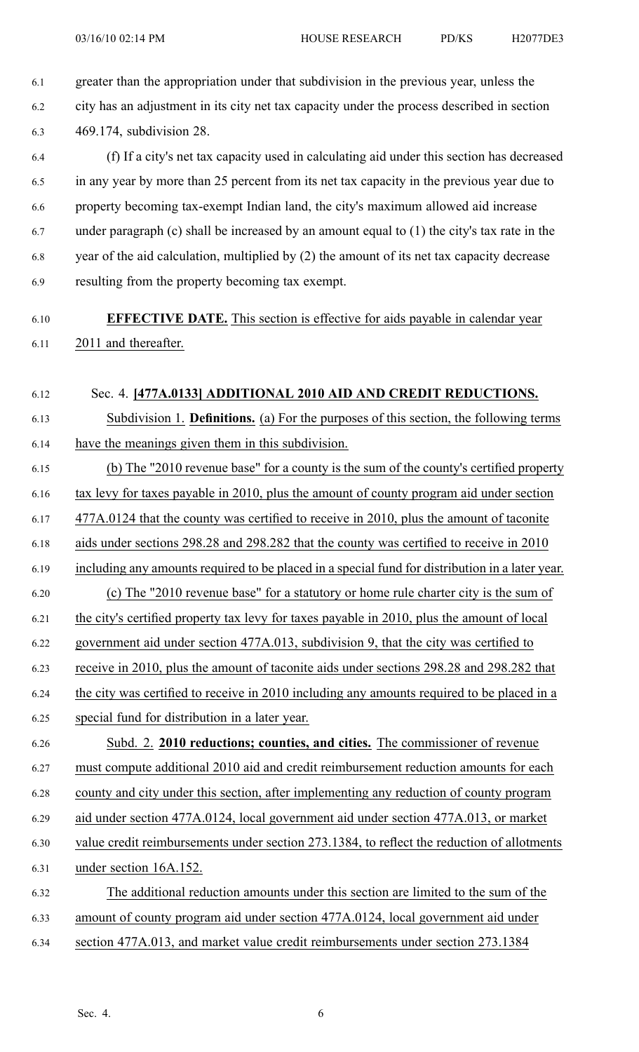greater than the appropriation under that subdivision in the previous year, unless the city has an adjustment in its city net tax capacity under the process described in section 469.174, subdivision 28.

(f) If a city's net tax capacity used in calculating aid under this section has decreased in any year by more than 25 percent from its net tax capacity in the previous year due to property becoming tax-exempt Indian land, the city's maximum allowed aid increase under paragraph (c) shall be increased by an amount equal to (1) the city's tax rate in the year of the aid calculation, multiplied by (2) the amount of its net tax capacity decrease resulting from the property becoming tax exempt.

**EFFECTIVE DATE.** This section is effective for aids payable in calendar year 2011 and thereafter.

Sec. 4. **[477A.0133] ADDITIONAL 2010 AID AND CREDIT REDUCTIONS.**

Subdivision 1. **Definitions.** (a) For the purposes of this section, the following terms have the meanings given them in this subdivision.

(b) The "2010 revenue base" for a county is the sum of the county's certified property tax levy for taxes payable in 2010, plus the amount of county program aid under section 477A.0124 that the county was certified to receive in 2010, plus the amount of taconite aids under sections 298.28 and 298.282 that the county was certified to receive in 2010 including any amounts required to be placed in a special fund for distribution in a later year.

(c) The "2010 revenue base" for a statutory or home rule charter city is the sum of the city's certified property tax levy for taxes payable in 2010, plus the amount of local government aid under section 477A.013, subdivision 9, that the city was certified to receive in 2010, plus the amount of taconite aids under sections 298.28 and 298.282 that the city was certified to receive in 2010 including any amounts required to be placed in a special fund for distribution in a later year.

Subd. 2. **2010 reductions; counties, and cities.** The commissioner of revenue must compute additional 2010 aid and credit reimbursement reduction amounts for each county and city under this section, after implementing any reduction of county program aid under section 477A.0124, local government aid under section 477A.013, or market value credit reimbursements under section 273.1384, to reflect the reduction of allotments under section 16A.152.

The additional reduction amounts under this section are limited to the sum of the amount of county program aid under section 477A.0124, local government aid under section 477A.013, and market value credit reimbursements under section 273.1384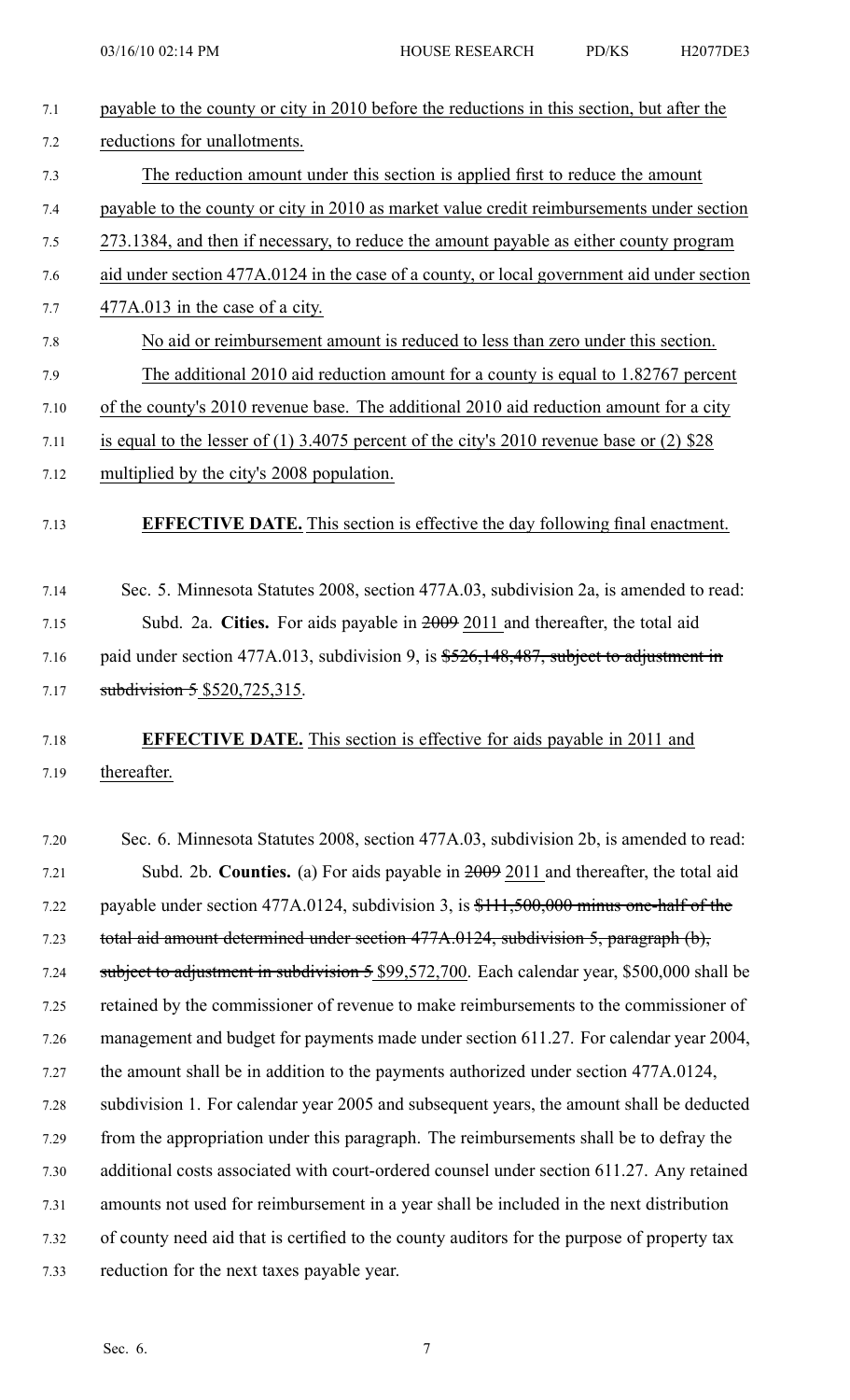payable to the county or city in 2010 before the reductions in this section, but after the reductions for unallotments.

The reduction amount under this section is applied first to reduce the amount payable to the county or city in 2010 as market value credit reimbursements under section 273.1384, and then if necessary, to reduce the amount payable as either county program aid under section 477A.0124 in the case of a county, or local government aid under section 477A.013 in the case of a city.

No aid or reimbursement amount is reduced to less than zero under this section.

The additional 2010 aid reduction amount for a county is equal to 1.82767 percent of the county's 2010 revenue base. The additional 2010 aid reduction amount for a city is equal to the lesser of (1) 3.4075 percent of the city's 2010 revenue base or (2) $28 multiplied by the city's 2008 population.

**EFFECTIVE DATE.** This section is effective the day following final enactment.

Sec. 5. Minnesota Statutes 2008, section 477A.03, subdivision 2a, is amended to read:

Subd. 2a. **Cities.** For aids payable in ~~2009~~ 2011 and thereafter, the total aid paid under section 477A.013, subdivision 9, is ~~$526,148,487, subject to adjustment in subdivision 5~~ $520,725,315.

**EFFECTIVE DATE.** This section is effective for aids payable in 2011 and thereafter.

Sec. 6. Minnesota Statutes 2008, section 477A.03, subdivision 2b, is amended to read:

Subd. 2b. **Counties.** (a) For aids payable in ~~2009~~ 2011 and thereafter, the total aid payable under section 477A.0124, subdivision 3, is ~~$111,500,000 minus one-half of the total aid amount determined under section 477A.0124, subdivision 5, paragraph (b), subject to adjustment in subdivision 5~~ $99,572,700. Each calendar year, $500,000 shall be retained by the commissioner of revenue to make reimbursements to the commissioner of management and budget for payments made under section 611.27. For calendar year 2004, the amount shall be in addition to the payments authorized under section 477A.0124, subdivision 1. For calendar year 2005 and subsequent years, the amount shall be deducted from the appropriation under this paragraph. The reimbursements shall be to defray the additional costs associated with court-ordered counsel under section 611.27. Any retained amounts not used for reimbursement in a year shall be included in the next distribution of county need aid that is certified to the county auditors for the purpose of property tax reduction for the next taxes payable year.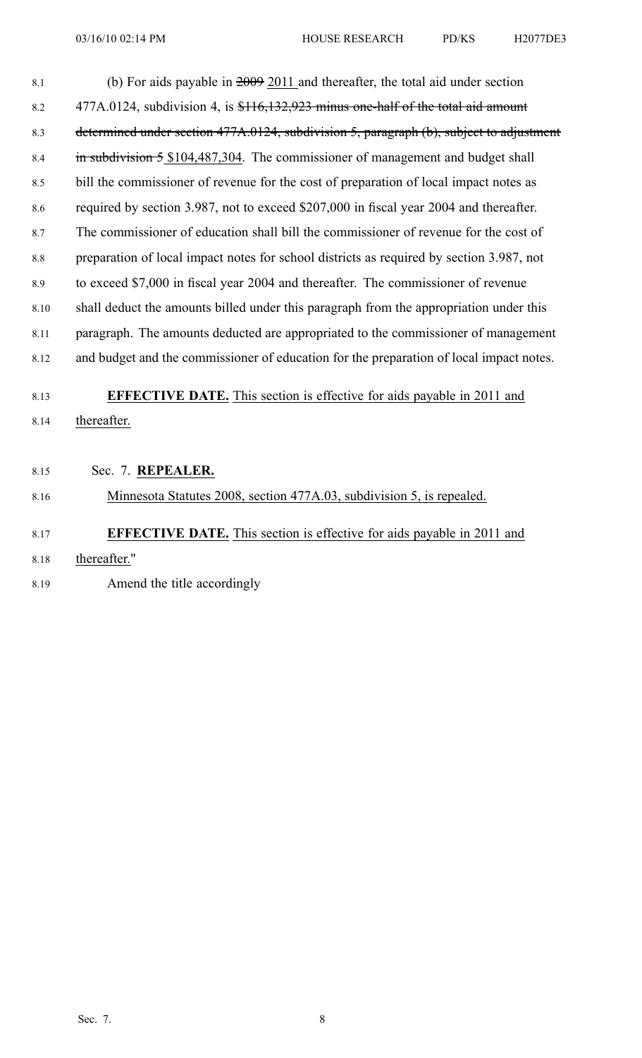(b) For aids payable in ~~2009~~ 2011 and thereafter, the total aid under section 477A.0124, subdivision 4, is ~~$116,132,923 minus one-half of the total aid amount determined under section 477A.0124, subdivision 5, paragraph (b), subject to adjustment in subdivision 5~~ $104,487,304. The commissioner of management and budget shall bill the commissioner of revenue for the cost of preparation of local impact notes as required by section 3.987, not to exceed $207,000 in fiscal year 2004 and thereafter. The commissioner of education shall bill the commissioner of revenue for the cost of preparation of local impact notes for school districts as required by section 3.987, not to exceed $7,000 in fiscal year 2004 and thereafter. The commissioner of revenue shall deduct the amounts billed under this paragraph from the appropriation under this paragraph. The amounts deducted are appropriated to the commissioner of management and budget and the commissioner of education for the preparation of local impact notes.

**EFFECTIVE DATE.** This section is effective for aids payable in 2011 and thereafter.

Sec. 7. **REPEALER.**

Minnesota Statutes 2008, section 477A.03, subdivision 5, is repealed.

**EFFECTIVE DATE.** This section is effective for aids payable in 2011 and thereafter."

Amend the title accordingly